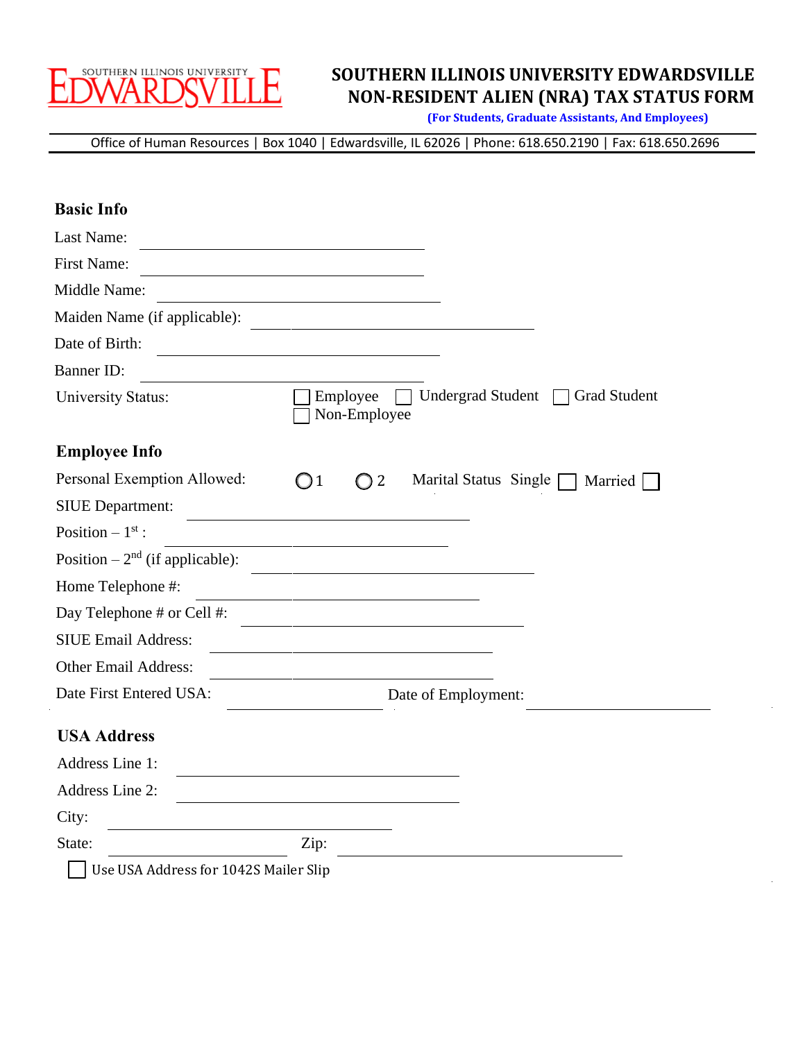# SOUTHERN ILLINOIS UNIVERSITY EDWARDSVILLE
# NON-RESIDENT ALIEN (NRA) TAX STATUS FORM

**(For Students, Graduate Assistants, And Employees)**

Office of Human Resources | Box 1040 | Edwardsville, IL 62026 | Phone: 618.650.2190 | Fax: 618.650.2696

## Basic Info

Last Name: ______________________________

First Name: ______________________________

Middle Name: ______________________________

Maiden Name (if applicable): ______________________________

Date of Birth: ______________________________

Banner ID: ______________________________

University Status: ☐ Employee ☐ Undergrad Student ☐ Grad Student ☐ Non-Employee

## Employee Info

Personal Exemption Allowed: ◯ 1 ◯ 2 Marital Status Single ☐ Married ☐

SIUE Department: ______________________________

Position – 1st : ______________________________

Position – 2nd (if applicable): ______________________________

Home Telephone #: ______________________________

Day Telephone # or Cell #: ______________________________

SIUE Email Address: ______________________________

Other Email Address: ______________________________

Date First Entered USA: ________________ Date of Employment: ________________

## USA Address

Address Line 1: ______________________________

Address Line 2: ______________________________

City: ______________________________

State: ________________ Zip: ______________________________

☐ Use USA Address for 1042S Mailer Slip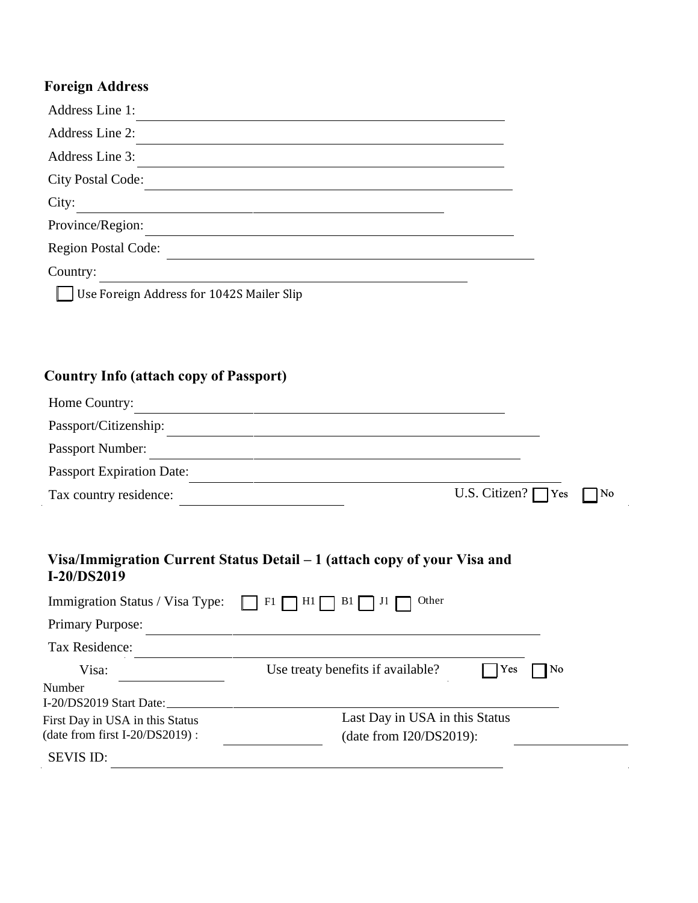## Foreign Address

Address Line 1: ______________________________

Address Line 2: ______________________________

Address Line 3: ______________________________

City Postal Code: ______________________________

City: ______________________________

Province/Region: ______________________________

Region Postal Code: ______________________________

Country: ______________________________

☐ Use Foreign Address for 1042S Mailer Slip

## Country Info (attach copy of Passport)

Home Country: ______________________________

Passport/Citizenship: ______________________________

Passport Number: ______________________________

Passport Expiration Date: ______________________________

Tax country residence: ____________________ U.S. Citizen? ☐ Yes ☐ No

## Visa/Immigration Current Status Detail – 1 (attach copy of your Visa and I-20/DS2019

Immigration Status / Visa Type: ☐ F1 ☐ H1 ☐ B1 ☐ J1 ☐ Other

Primary Purpose: ______________________________

Tax Residence: ______________________________

Visa Number: ____________ Use treaty benefits if available? ☐ Yes ☐ No

I-20/DS2019 Start Date: ______________________________

First Day in USA in this Status (date from first I-20/DS2019) : ____________ Last Day in USA in this Status (date from I20/DS2019): ____________

SEVIS ID: ______________________________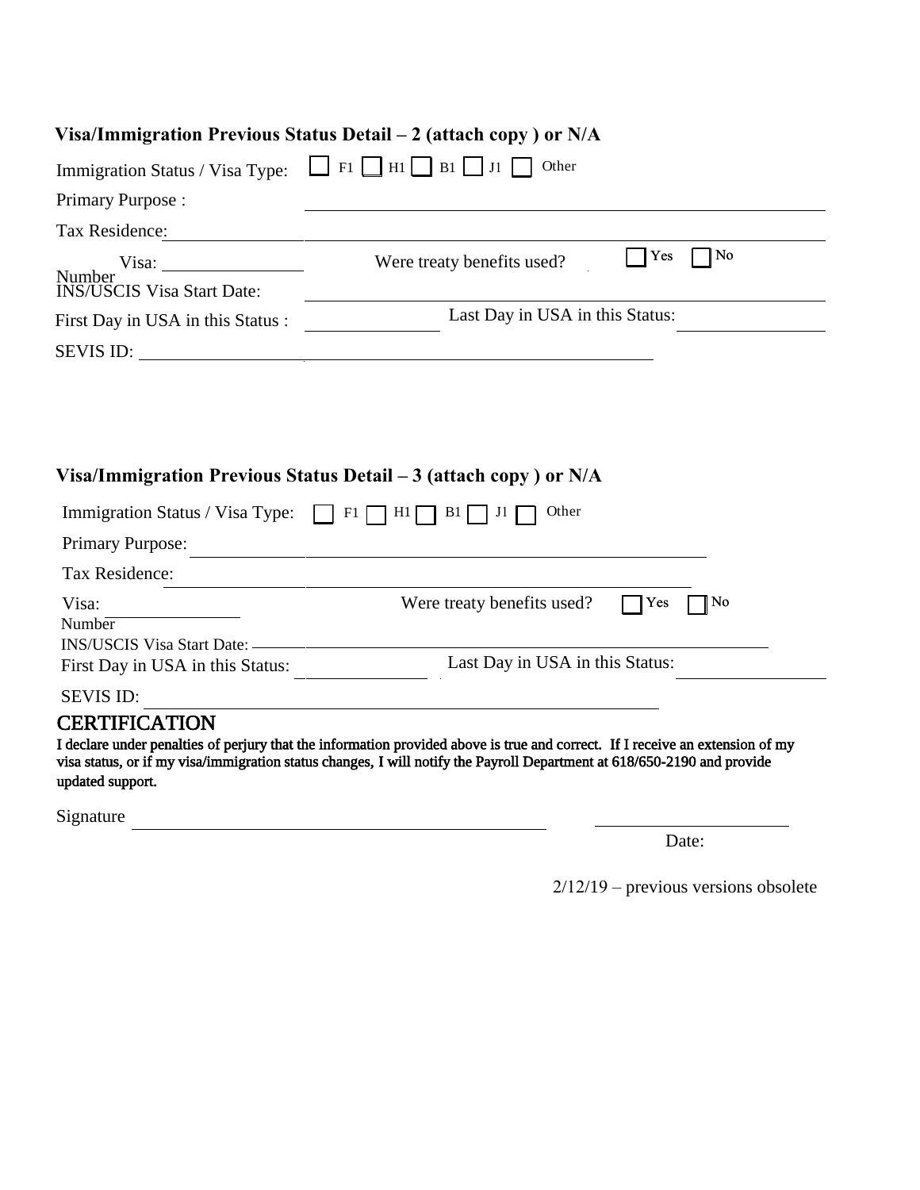## Visa/Immigration Previous Status Detail – 2 (attach copy ) or N/A

Immigration Status / Visa Type: ☐ F1 ☐ H1 ☐ B1 ☐ J1 ☐ Other

Primary Purpose : ____________________

Tax Residence: ____________________

Visa Number: ____________________ Were treaty benefits used? ☐ Yes ☐ No

INS/USCIS Visa Start Date: ____________________

First Day in USA in this Status : ____________ Last Day in USA in this Status: ____________

SEVIS ID: ____________________

## Visa/Immigration Previous Status Detail – 3 (attach copy ) or N/A

Immigration Status / Visa Type: ☐ F1 ☐ H1 ☐ B1 ☐ J1 ☐ Other

Primary Purpose: ____________________

Tax Residence: ____________________

Visa Number ____________________ Were treaty benefits used? ☐ Yes ☐ No

INS/USCIS Visa Start Date: ____________________

First Day in USA in this Status: ____________ Last Day in USA in this Status: ____________

SEVIS ID: ____________________

## CERTIFICATION

**I declare under penalties of perjury that the information provided above is true and correct. If I receive an extension of my visa status, or if my visa/immigration status changes, I will notify the Payroll Department at 618/650-2190 and provide updated support.**

Signature ______________________________ ____________________

Date:

2/12/19 – previous versions obsolete